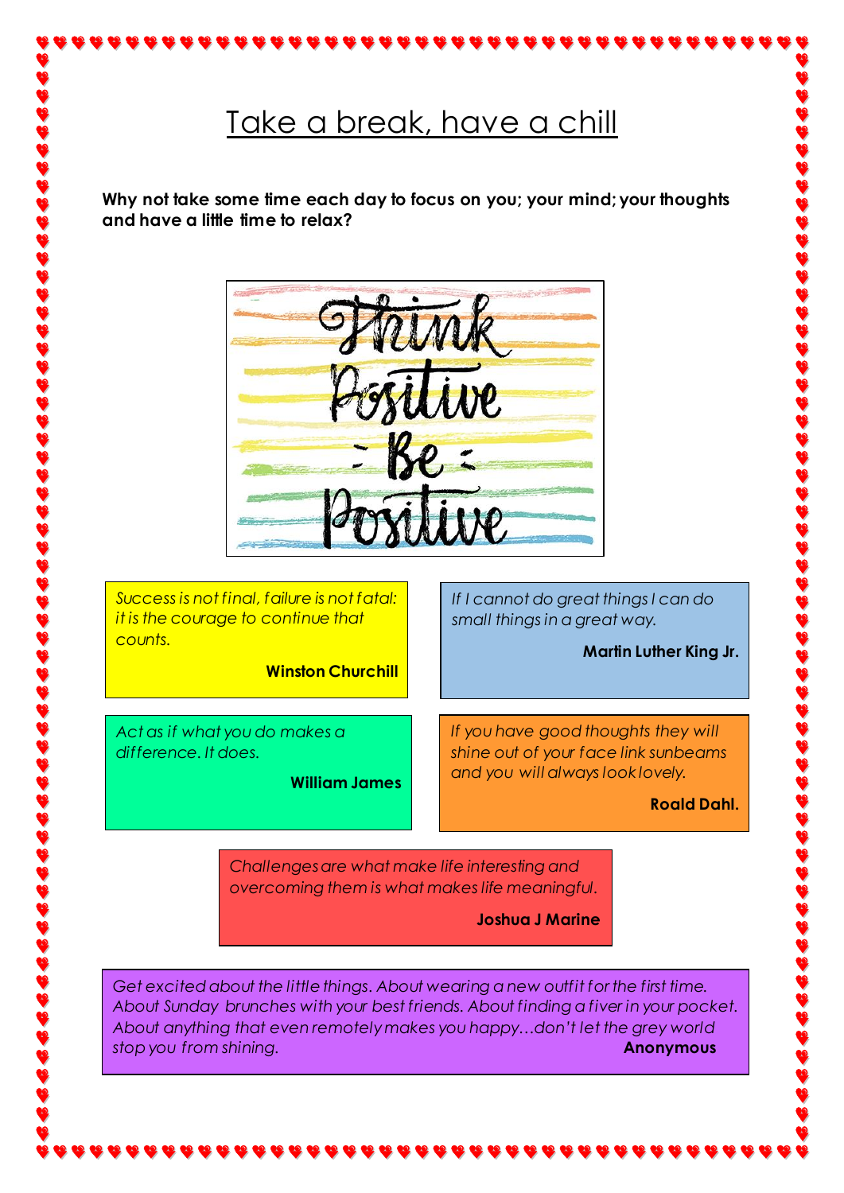# Take a break, have a chill

**Why not take some time each day to focus on you; your mind; your thoughts and have a little time to relax?**

Think Positive : Be : Positive

*Success is not final, failure is not fatal: it is the courage to continue that counts.*

**Winston Churchill**

*If I cannot do great things I can do small things in a great way.*

**Martin Luther King Jr.**

*Act as if what you do makes a difference. It does.*

**William James**

*If you have good thoughts they will shine out of your face link sunbeams and you will always look lovely.*

**Roald Dahl.**

*Challenges are what make life interesting and overcoming them is what makes life meaningful.*

**Joshua J Marine**

*Get excited about the little things. About wearing a new outfit for the first time. About Sunday brunches with your best friends. About finding a fiver in your pocket. About anything that even remotely makes you happy…don't let the grey world stop you from shining.*

**Anonymous**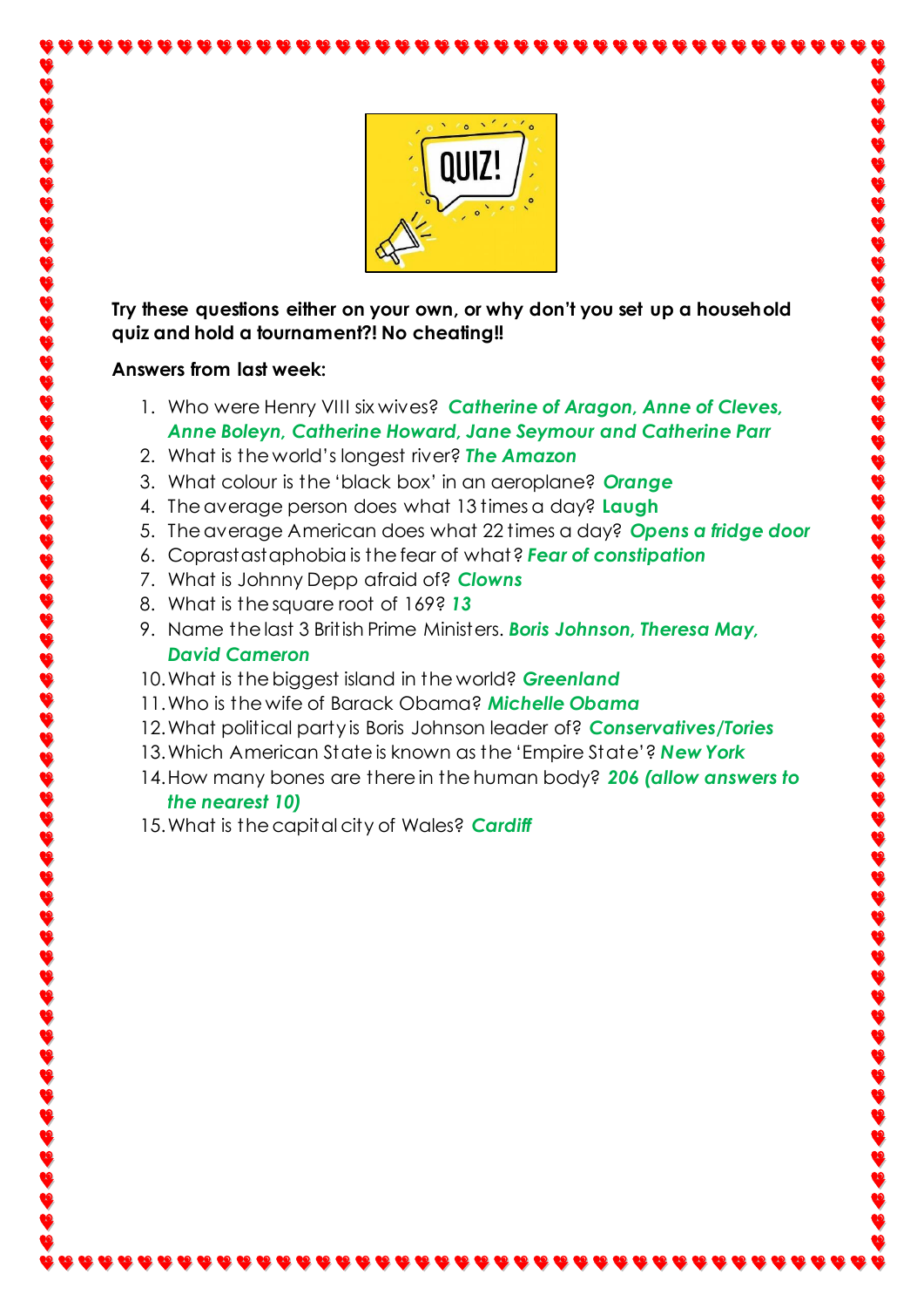**Try these questions either on your own, or why don't you set up a household quiz and hold a tournament?! No cheating!!**

**Answers from last week:**

1. Who were Henry VIII six wives? ***Catherine of Aragon, Anne of Cleves, Anne Boleyn, Catherine Howard, Jane Seymour and Catherine Parr***
2. What is the world's longest river? ***The Amazon***
3. What colour is the 'black box' in an aeroplane? ***Orange***
4. The average person does what 13 times a day? **Laugh**
5. The average American does what 22 times a day? ***Opens a fridge door***
6. Coprastastaphobia is the fear of what? ***Fear of constipation***
7. What is Johnny Depp afraid of? ***Clowns***
8. What is the square root of 169? ***13***
9. Name the last 3 British Prime Ministers. ***Boris Johnson, Theresa May, David Cameron***
10. What is the biggest island in the world? ***Greenland***
11. Who is the wife of Barack Obama? ***Michelle Obama***
12. What political party is Boris Johnson leader of? ***Conservatives/Tories***
13. Which American State is known as the 'Empire State'? ***New York***
14. How many bones are there in the human body? ***206 (allow answers to the nearest 10)***
15. What is the capital city of Wales? ***Cardiff***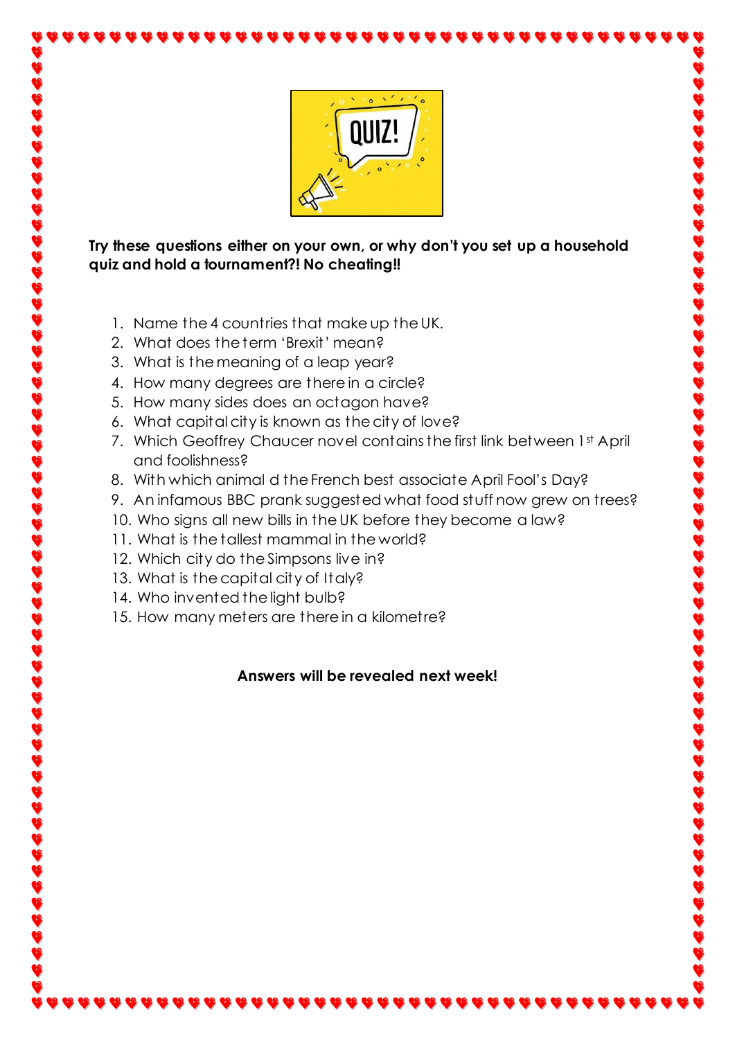**Try these questions either on your own, or why don't you set up a household quiz and hold a tournament?! No cheating!!**

1. Name the 4 countries that make up the UK.
2. What does the term 'Brexit' mean?
3. What is the meaning of a leap year?
4. How many degrees are there in a circle?
5. How many sides does an octagon have?
6. What capital city is known as the city of love?
7. Which Geoffrey Chaucer novel contains the first link between 1st April and foolishness?
8. With which animal d the French best associate April Fool's Day?
9. An infamous BBC prank suggested what food stuff now grew on trees?
10. Who signs all new bills in the UK before they become a law?
11. What is the tallest mammal in the world?
12. Which city do the Simpsons live in?
13. What is the capital city of Italy?
14. Who invented the light bulb?
15. How many meters are there in a kilometre?

**Answers will be revealed next week!**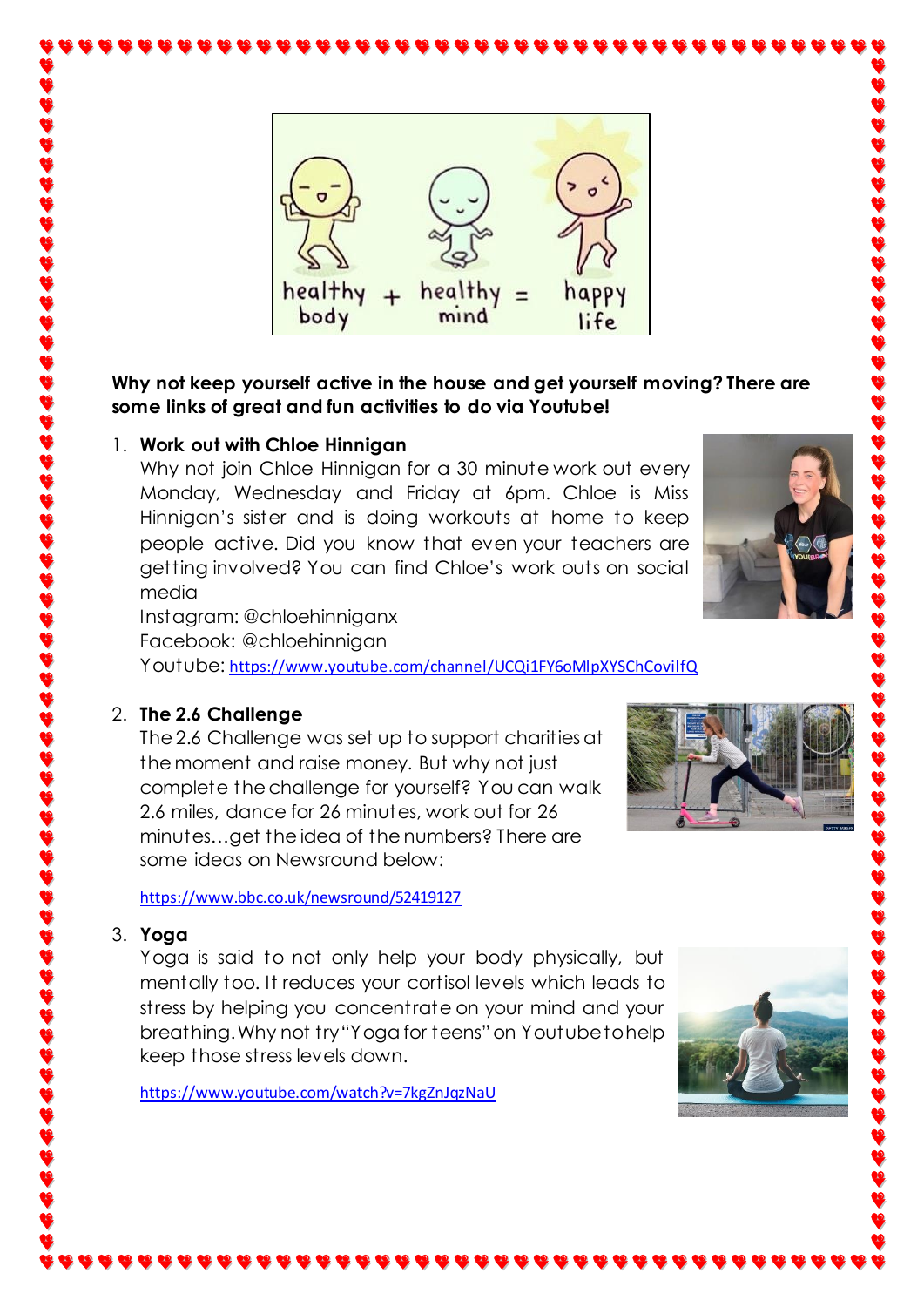**Why not keep yourself active in the house and get yourself moving? There are some links of great and fun activities to do via Youtube!**

1. **Work out with Chloe Hinnigan**
   Why not join Chloe Hinnigan for a 30 minute work out every Monday, Wednesday and Friday at 6pm. Chloe is Miss Hinnigan's sister and is doing workouts at home to keep people active. Did you know that even your teachers are getting involved? You can find Chloe's work outs on social media
   Instagram: @chloehinniganx
   Facebook: @chloehinnigan
   Youtube: https://www.youtube.com/channel/UCQi1FY6oMlpXYSChCovilfQ

2. **The 2.6 Challenge**
   The 2.6 Challenge was set up to support charities at the moment and raise money. But why not just complete the challenge for yourself? You can walk 2.6 miles, dance for 26 minutes, work out for 26 minutes…get the idea of the numbers? There are some ideas on Newsround below:

   https://www.bbc.co.uk/newsround/52419127

3. **Yoga**
   Yoga is said to not only help your body physically, but mentally too. It reduces your cortisol levels which leads to stress by helping you concentrate on your mind and your breathing. Why not try "Yoga for teens" on Youtube to help keep those stress levels down.

   https://www.youtube.com/watch?v=7kgZnJqzNaU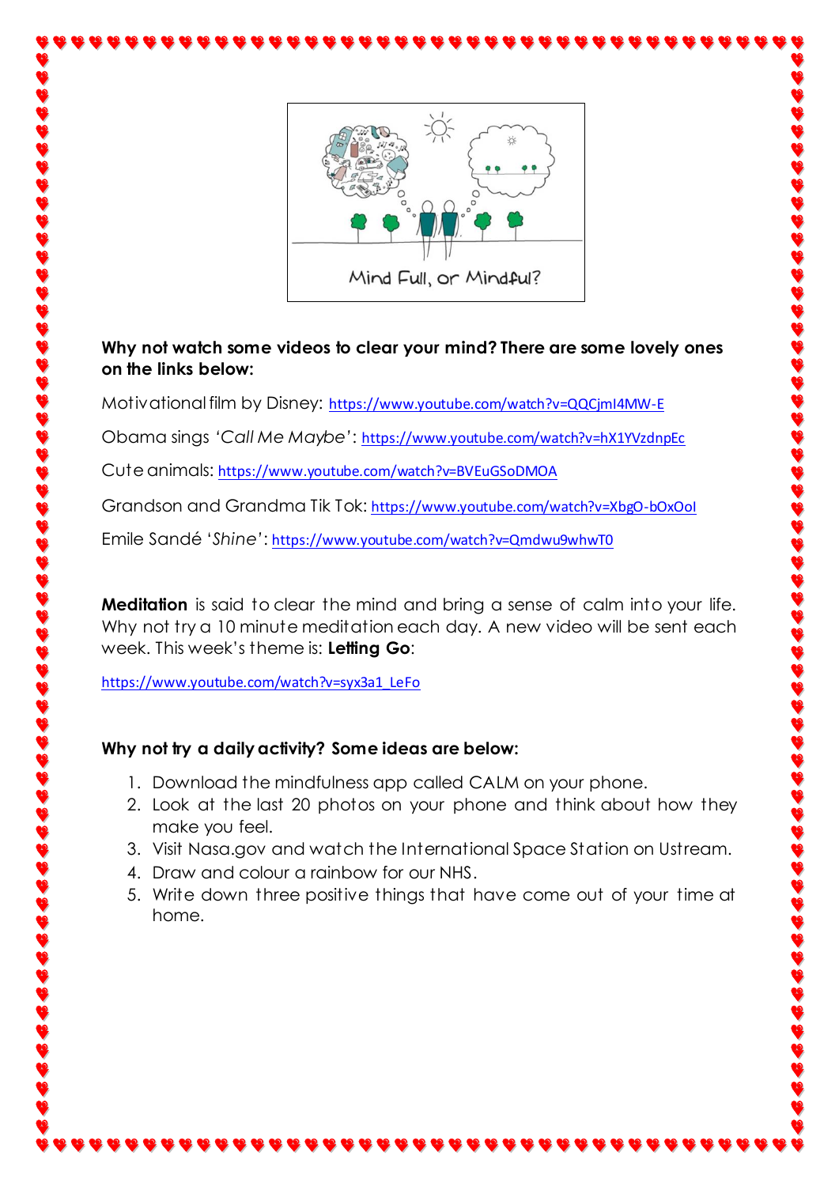Mind Full, or Mindful?

**Why not watch some videos to clear your mind? There are some lovely ones on the links below:**

Motivational film by Disney: https://www.youtube.com/watch?v=QQCjmI4MW-E

Obama sings '*Call Me Maybe*': https://www.youtube.com/watch?v=hX1YVzdnpEc

Cute animals: https://www.youtube.com/watch?v=BVEuGSoDMOA

Grandson and Grandma Tik Tok: https://www.youtube.com/watch?v=XbgO-bOxOoI

Emile Sandé '*Shine*': https://www.youtube.com/watch?v=Qmdwu9whwT0

**Meditation** is said to clear the mind and bring a sense of calm into your life. Why not try a 10 minute meditation each day. A new video will be sent each week. This week's theme is: **Letting Go**:

https://www.youtube.com/watch?v=syx3a1_LeFo

**Why not try a daily activity? Some ideas are below:**

1. Download the mindfulness app called CALM on your phone.
2. Look at the last 20 photos on your phone and think about how they make you feel.
3. Visit Nasa.gov and watch the International Space Station on Ustream.
4. Draw and colour a rainbow for our NHS.
5. Write down three positive things that have come out of your time at home.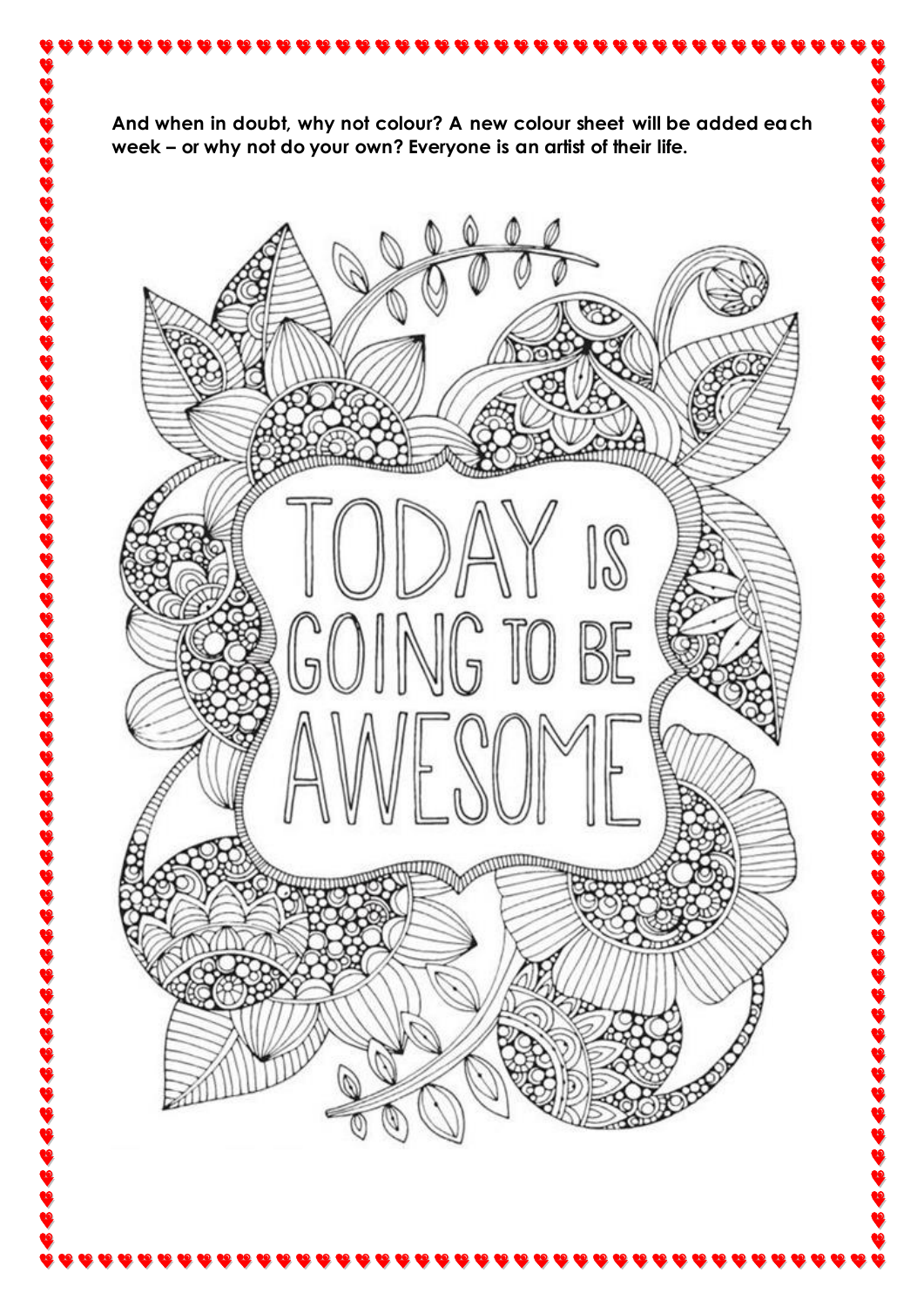**And when in doubt, why not colour? A new colour sheet will be added each week – or why not do your own? Everyone is an artist of their life.**